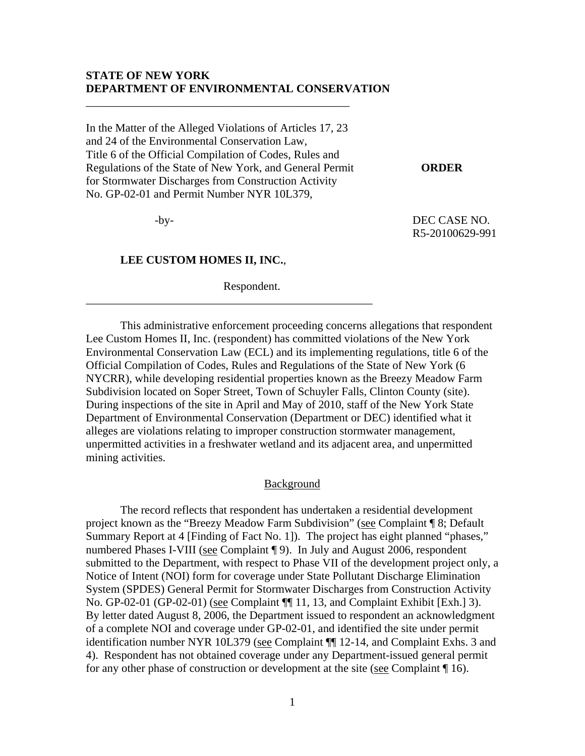**STATE OF NEW YORK**
**DEPARTMENT OF ENVIRONMENTAL CONSERVATION**

---

In the Matter of the Alleged Violations of Articles 17, 23 and 24 of the Environmental Conservation Law, Title 6 of the Official Compilation of Codes, Rules and Regulations of the State of New York, and General Permit for Stormwater Discharges from Construction Activity No. GP-02-01 and Permit Number NYR 10L379,

**ORDER**

-by-

DEC CASE NO. R5-20100629-991

**LEE CUSTOM HOMES II, INC.**,

Respondent.

---

This administrative enforcement proceeding concerns allegations that respondent Lee Custom Homes II, Inc. (respondent) has committed violations of the New York Environmental Conservation Law (ECL) and its implementing regulations, title 6 of the Official Compilation of Codes, Rules and Regulations of the State of New York (6 NYCRR), while developing residential properties known as the Breezy Meadow Farm Subdivision located on Soper Street, Town of Schuyler Falls, Clinton County (site). During inspections of the site in April and May of 2010, staff of the New York State Department of Environmental Conservation (Department or DEC) identified what it alleges are violations relating to improper construction stormwater management, unpermitted activities in a freshwater wetland and its adjacent area, and unpermitted mining activities.

## Background

The record reflects that respondent has undertaken a residential development project known as the "Breezy Meadow Farm Subdivision" (see Complaint ¶ 8; Default Summary Report at 4 [Finding of Fact No. 1]). The project has eight planned "phases," numbered Phases I-VIII (see Complaint ¶ 9). In July and August 2006, respondent submitted to the Department, with respect to Phase VII of the development project only, a Notice of Intent (NOI) form for coverage under State Pollutant Discharge Elimination System (SPDES) General Permit for Stormwater Discharges from Construction Activity No. GP-02-01 (GP-02-01) (see Complaint ¶¶ 11, 13, and Complaint Exhibit [Exh.] 3). By letter dated August 8, 2006, the Department issued to respondent an acknowledgment of a complete NOI and coverage under GP-02-01, and identified the site under permit identification number NYR 10L379 (see Complaint ¶¶ 12-14, and Complaint Exhs. 3 and 4). Respondent has not obtained coverage under any Department-issued general permit for any other phase of construction or development at the site (see Complaint ¶ 16).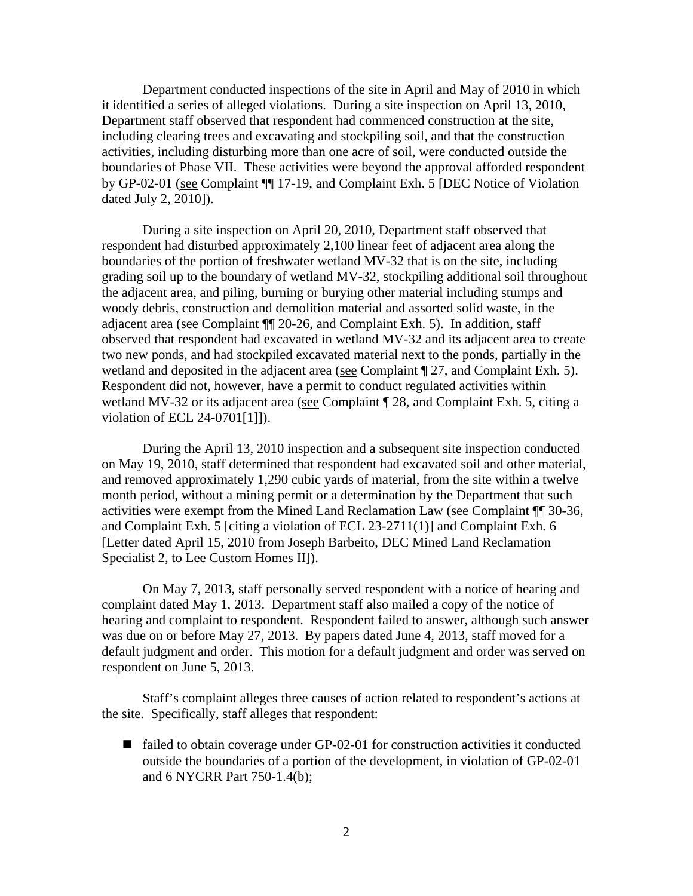Department conducted inspections of the site in April and May of 2010 in which it identified a series of alleged violations. During a site inspection on April 13, 2010, Department staff observed that respondent had commenced construction at the site, including clearing trees and excavating and stockpiling soil, and that the construction activities, including disturbing more than one acre of soil, were conducted outside the boundaries of Phase VII. These activities were beyond the approval afforded respondent by GP-02-01 (see Complaint ¶¶ 17-19, and Complaint Exh. 5 [DEC Notice of Violation dated July 2, 2010]).

During a site inspection on April 20, 2010, Department staff observed that respondent had disturbed approximately 2,100 linear feet of adjacent area along the boundaries of the portion of freshwater wetland MV-32 that is on the site, including grading soil up to the boundary of wetland MV-32, stockpiling additional soil throughout the adjacent area, and piling, burning or burying other material including stumps and woody debris, construction and demolition material and assorted solid waste, in the adjacent area (see Complaint ¶¶ 20-26, and Complaint Exh. 5). In addition, staff observed that respondent had excavated in wetland MV-32 and its adjacent area to create two new ponds, and had stockpiled excavated material next to the ponds, partially in the wetland and deposited in the adjacent area (see Complaint ¶ 27, and Complaint Exh. 5). Respondent did not, however, have a permit to conduct regulated activities within wetland MV-32 or its adjacent area (see Complaint ¶ 28, and Complaint Exh. 5, citing a violation of ECL 24-0701[1]]).

During the April 13, 2010 inspection and a subsequent site inspection conducted on May 19, 2010, staff determined that respondent had excavated soil and other material, and removed approximately 1,290 cubic yards of material, from the site within a twelve month period, without a mining permit or a determination by the Department that such activities were exempt from the Mined Land Reclamation Law (see Complaint ¶¶ 30-36, and Complaint Exh. 5 [citing a violation of ECL 23-2711(1)] and Complaint Exh. 6 [Letter dated April 15, 2010 from Joseph Barbeito, DEC Mined Land Reclamation Specialist 2, to Lee Custom Homes II]).

On May 7, 2013, staff personally served respondent with a notice of hearing and complaint dated May 1, 2013. Department staff also mailed a copy of the notice of hearing and complaint to respondent. Respondent failed to answer, although such answer was due on or before May 27, 2013. By papers dated June 4, 2013, staff moved for a default judgment and order. This motion for a default judgment and order was served on respondent on June 5, 2013.

Staff's complaint alleges three causes of action related to respondent's actions at the site. Specifically, staff alleges that respondent:

- failed to obtain coverage under GP-02-01 for construction activities it conducted outside the boundaries of a portion of the development, in violation of GP-02-01 and 6 NYCRR Part 750-1.4(b);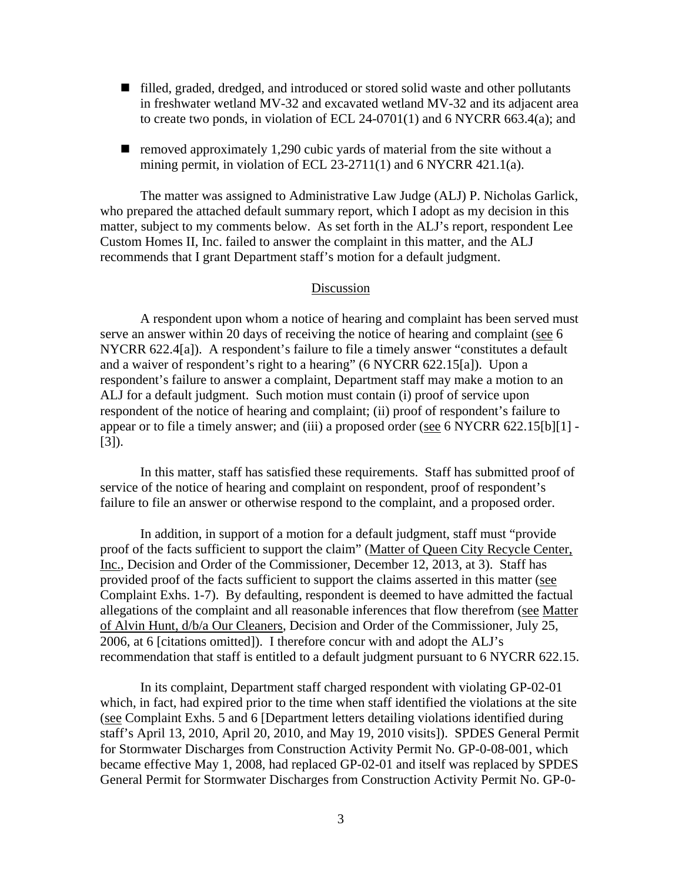- filled, graded, dredged, and introduced or stored solid waste and other pollutants in freshwater wetland MV-32 and excavated wetland MV-32 and its adjacent area to create two ponds, in violation of ECL 24-0701(1) and 6 NYCRR 663.4(a); and

- removed approximately 1,290 cubic yards of material from the site without a mining permit, in violation of ECL 23-2711(1) and 6 NYCRR 421.1(a).

The matter was assigned to Administrative Law Judge (ALJ) P. Nicholas Garlick, who prepared the attached default summary report, which I adopt as my decision in this matter, subject to my comments below. As set forth in the ALJ's report, respondent Lee Custom Homes II, Inc. failed to answer the complaint in this matter, and the ALJ recommends that I grant Department staff's motion for a default judgment.

## Discussion

A respondent upon whom a notice of hearing and complaint has been served must serve an answer within 20 days of receiving the notice of hearing and complaint (see 6 NYCRR 622.4[a]). A respondent's failure to file a timely answer "constitutes a default and a waiver of respondent's right to a hearing" (6 NYCRR 622.15[a]). Upon a respondent's failure to answer a complaint, Department staff may make a motion to an ALJ for a default judgment. Such motion must contain (i) proof of service upon respondent of the notice of hearing and complaint; (ii) proof of respondent's failure to appear or to file a timely answer; and (iii) a proposed order (see 6 NYCRR 622.15[b][1] - [3]).

In this matter, staff has satisfied these requirements. Staff has submitted proof of service of the notice of hearing and complaint on respondent, proof of respondent's failure to file an answer or otherwise respond to the complaint, and a proposed order.

In addition, in support of a motion for a default judgment, staff must "provide proof of the facts sufficient to support the claim" (Matter of Queen City Recycle Center, Inc., Decision and Order of the Commissioner, December 12, 2013, at 3). Staff has provided proof of the facts sufficient to support the claims asserted in this matter (see Complaint Exhs. 1-7). By defaulting, respondent is deemed to have admitted the factual allegations of the complaint and all reasonable inferences that flow therefrom (see Matter of Alvin Hunt, d/b/a Our Cleaners, Decision and Order of the Commissioner, July 25, 2006, at 6 [citations omitted]). I therefore concur with and adopt the ALJ's recommendation that staff is entitled to a default judgment pursuant to 6 NYCRR 622.15.

In its complaint, Department staff charged respondent with violating GP-02-01 which, in fact, had expired prior to the time when staff identified the violations at the site (see Complaint Exhs. 5 and 6 [Department letters detailing violations identified during staff's April 13, 2010, April 20, 2010, and May 19, 2010 visits]). SPDES General Permit for Stormwater Discharges from Construction Activity Permit No. GP-0-08-001, which became effective May 1, 2008, had replaced GP-02-01 and itself was replaced by SPDES General Permit for Stormwater Discharges from Construction Activity Permit No. GP-0-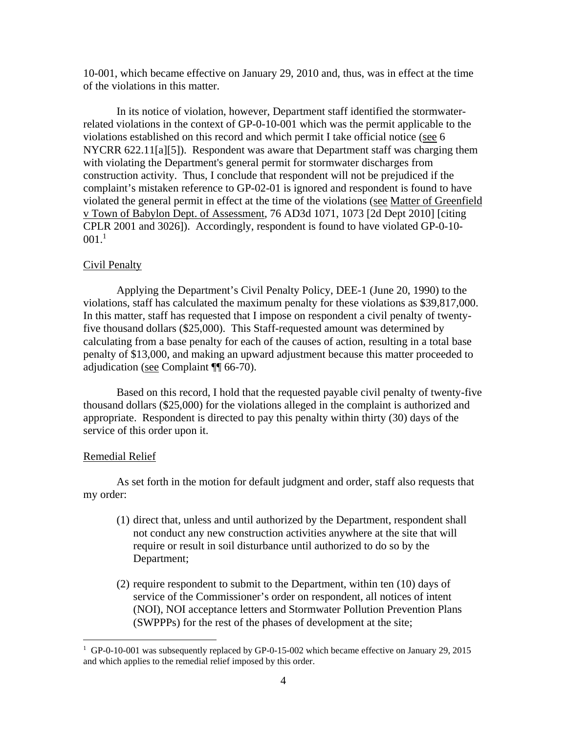10-001, which became effective on January 29, 2010 and, thus, was in effect at the time of the violations in this matter.

In its notice of violation, however, Department staff identified the stormwater-related violations in the context of GP-0-10-001 which was the permit applicable to the violations established on this record and which permit I take official notice (see 6 NYCRR 622.11[a][5]). Respondent was aware that Department staff was charging them with violating the Department's general permit for stormwater discharges from construction activity. Thus, I conclude that respondent will not be prejudiced if the complaint's mistaken reference to GP-02-01 is ignored and respondent is found to have violated the general permit in effect at the time of the violations (see Matter of Greenfield v Town of Babylon Dept. of Assessment, 76 AD3d 1071, 1073 [2d Dept 2010] [citing CPLR 2001 and 3026]). Accordingly, respondent is found to have violated GP-0-10-001.[1]

Civil Penalty

Applying the Department's Civil Penalty Policy, DEE-1 (June 20, 1990) to the violations, staff has calculated the maximum penalty for these violations as $39,817,000. In this matter, staff has requested that I impose on respondent a civil penalty of twenty-five thousand dollars ($25,000). This Staff-requested amount was determined by calculating from a base penalty for each of the causes of action, resulting in a total base penalty of $13,000, and making an upward adjustment because this matter proceeded to adjudication (see Complaint ¶¶ 66-70).

Based on this record, I hold that the requested payable civil penalty of twenty-five thousand dollars ($25,000) for the violations alleged in the complaint is authorized and appropriate. Respondent is directed to pay this penalty within thirty (30) days of the service of this order upon it.

Remedial Relief

As set forth in the motion for default judgment and order, staff also requests that my order:

(1) direct that, unless and until authorized by the Department, respondent shall not conduct any new construction activities anywhere at the site that will require or result in soil disturbance until authorized to do so by the Department;

(2) require respondent to submit to the Department, within ten (10) days of service of the Commissioner's order on respondent, all notices of intent (NOI), NOI acceptance letters and Stormwater Pollution Prevention Plans (SWPPPs) for the rest of the phases of development at the site;

[1] GP-0-10-001 was subsequently replaced by GP-0-15-002 which became effective on January 29, 2015 and which applies to the remedial relief imposed by this order.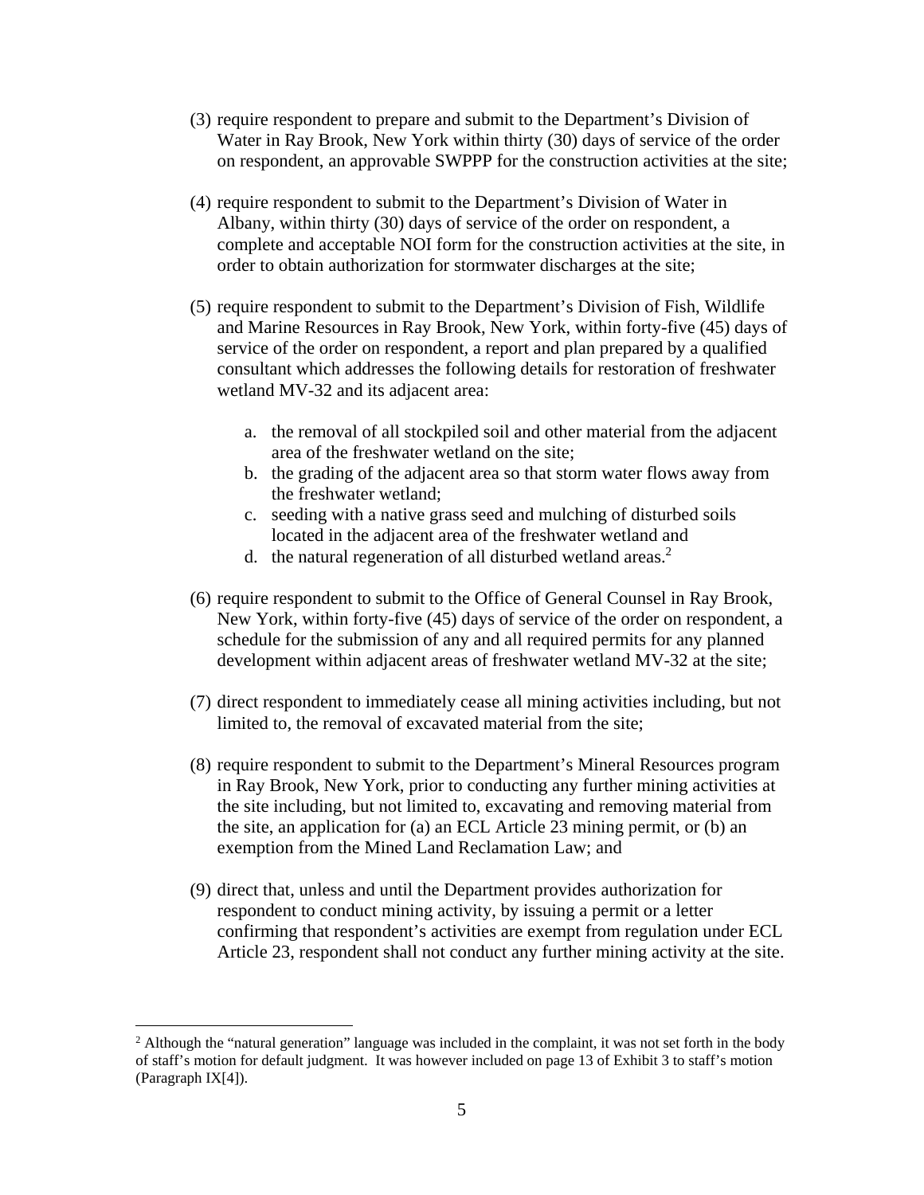(3) require respondent to prepare and submit to the Department's Division of Water in Ray Brook, New York within thirty (30) days of service of the order on respondent, an approvable SWPPP for the construction activities at the site;

(4) require respondent to submit to the Department's Division of Water in Albany, within thirty (30) days of service of the order on respondent, a complete and acceptable NOI form for the construction activities at the site, in order to obtain authorization for stormwater discharges at the site;

(5) require respondent to submit to the Department's Division of Fish, Wildlife and Marine Resources in Ray Brook, New York, within forty-five (45) days of service of the order on respondent, a report and plan prepared by a qualified consultant which addresses the following details for restoration of freshwater wetland MV-32 and its adjacent area:

   a. the removal of all stockpiled soil and other material from the adjacent area of the freshwater wetland on the site;
   b. the grading of the adjacent area so that storm water flows away from the freshwater wetland;
   c. seeding with a native grass seed and mulching of disturbed soils located in the adjacent area of the freshwater wetland and
   d. the natural regeneration of all disturbed wetland areas.[2]

(6) require respondent to submit to the Office of General Counsel in Ray Brook, New York, within forty-five (45) days of service of the order on respondent, a schedule for the submission of any and all required permits for any planned development within adjacent areas of freshwater wetland MV-32 at the site;

(7) direct respondent to immediately cease all mining activities including, but not limited to, the removal of excavated material from the site;

(8) require respondent to submit to the Department's Mineral Resources program in Ray Brook, New York, prior to conducting any further mining activities at the site including, but not limited to, excavating and removing material from the site, an application for (a) an ECL Article 23 mining permit, or (b) an exemption from the Mined Land Reclamation Law; and

(9) direct that, unless and until the Department provides authorization for respondent to conduct mining activity, by issuing a permit or a letter confirming that respondent's activities are exempt from regulation under ECL Article 23, respondent shall not conduct any further mining activity at the site.

---

[2] Although the "natural generation" language was included in the complaint, it was not set forth in the body of staff's motion for default judgment. It was however included on page 13 of Exhibit 3 to staff's motion (Paragraph IX[4]).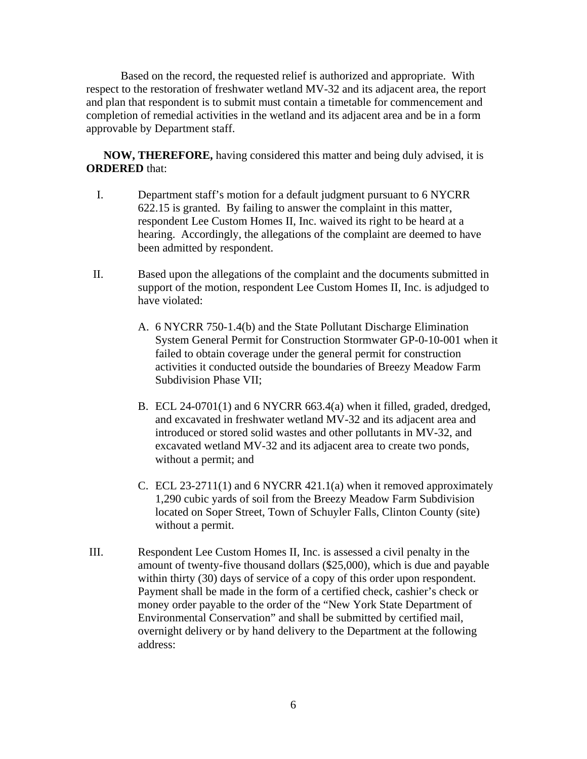Based on the record, the requested relief is authorized and appropriate. With respect to the restoration of freshwater wetland MV-32 and its adjacent area, the report and plan that respondent is to submit must contain a timetable for commencement and completion of remedial activities in the wetland and its adjacent area and be in a form approvable by Department staff.

**NOW, THEREFORE,** having considered this matter and being duly advised, it is **ORDERED** that:

I. Department staff's motion for a default judgment pursuant to 6 NYCRR 622.15 is granted. By failing to answer the complaint in this matter, respondent Lee Custom Homes II, Inc. waived its right to be heard at a hearing. Accordingly, the allegations of the complaint are deemed to have been admitted by respondent.

II. Based upon the allegations of the complaint and the documents submitted in support of the motion, respondent Lee Custom Homes II, Inc. is adjudged to have violated:

   A. 6 NYCRR 750-1.4(b) and the State Pollutant Discharge Elimination System General Permit for Construction Stormwater GP-0-10-001 when it failed to obtain coverage under the general permit for construction activities it conducted outside the boundaries of Breezy Meadow Farm Subdivision Phase VII;

   B. ECL 24-0701(1) and 6 NYCRR 663.4(a) when it filled, graded, dredged, and excavated in freshwater wetland MV-32 and its adjacent area and introduced or stored solid wastes and other pollutants in MV-32, and excavated wetland MV-32 and its adjacent area to create two ponds, without a permit; and

   C. ECL 23-2711(1) and 6 NYCRR 421.1(a) when it removed approximately 1,290 cubic yards of soil from the Breezy Meadow Farm Subdivision located on Soper Street, Town of Schuyler Falls, Clinton County (site) without a permit.

III. Respondent Lee Custom Homes II, Inc. is assessed a civil penalty in the amount of twenty-five thousand dollars ($25,000), which is due and payable within thirty (30) days of service of a copy of this order upon respondent. Payment shall be made in the form of a certified check, cashier's check or money order payable to the order of the "New York State Department of Environmental Conservation" and shall be submitted by certified mail, overnight delivery or by hand delivery to the Department at the following address: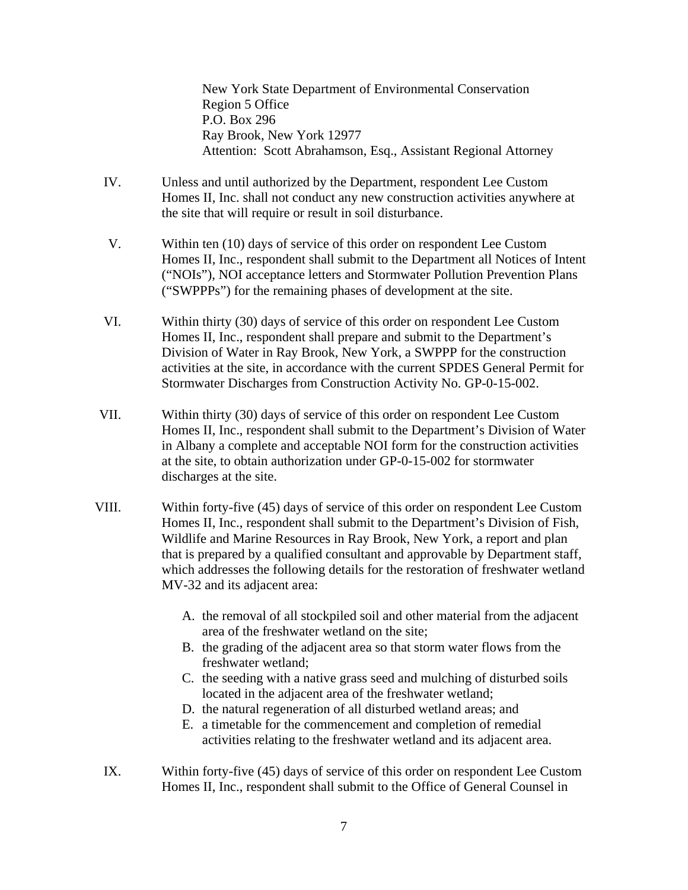New York State Department of Environmental Conservation
Region 5 Office
P.O. Box 296
Ray Brook, New York 12977
Attention: Scott Abrahamson, Esq., Assistant Regional Attorney

IV. Unless and until authorized by the Department, respondent Lee Custom Homes II, Inc. shall not conduct any new construction activities anywhere at the site that will require or result in soil disturbance.

V. Within ten (10) days of service of this order on respondent Lee Custom Homes II, Inc., respondent shall submit to the Department all Notices of Intent ("NOIs"), NOI acceptance letters and Stormwater Pollution Prevention Plans ("SWPPPs") for the remaining phases of development at the site.

VI. Within thirty (30) days of service of this order on respondent Lee Custom Homes II, Inc., respondent shall prepare and submit to the Department's Division of Water in Ray Brook, New York, a SWPPP for the construction activities at the site, in accordance with the current SPDES General Permit for Stormwater Discharges from Construction Activity No. GP-0-15-002.

VII. Within thirty (30) days of service of this order on respondent Lee Custom Homes II, Inc., respondent shall submit to the Department's Division of Water in Albany a complete and acceptable NOI form for the construction activities at the site, to obtain authorization under GP-0-15-002 for stormwater discharges at the site.

VIII. Within forty-five (45) days of service of this order on respondent Lee Custom Homes II, Inc., respondent shall submit to the Department's Division of Fish, Wildlife and Marine Resources in Ray Brook, New York, a report and plan that is prepared by a qualified consultant and approvable by Department staff, which addresses the following details for the restoration of freshwater wetland MV-32 and its adjacent area:

A. the removal of all stockpiled soil and other material from the adjacent area of the freshwater wetland on the site;
B. the grading of the adjacent area so that storm water flows from the freshwater wetland;
C. the seeding with a native grass seed and mulching of disturbed soils located in the adjacent area of the freshwater wetland;
D. the natural regeneration of all disturbed wetland areas; and
E. a timetable for the commencement and completion of remedial activities relating to the freshwater wetland and its adjacent area.

IX. Within forty-five (45) days of service of this order on respondent Lee Custom Homes II, Inc., respondent shall submit to the Office of General Counsel in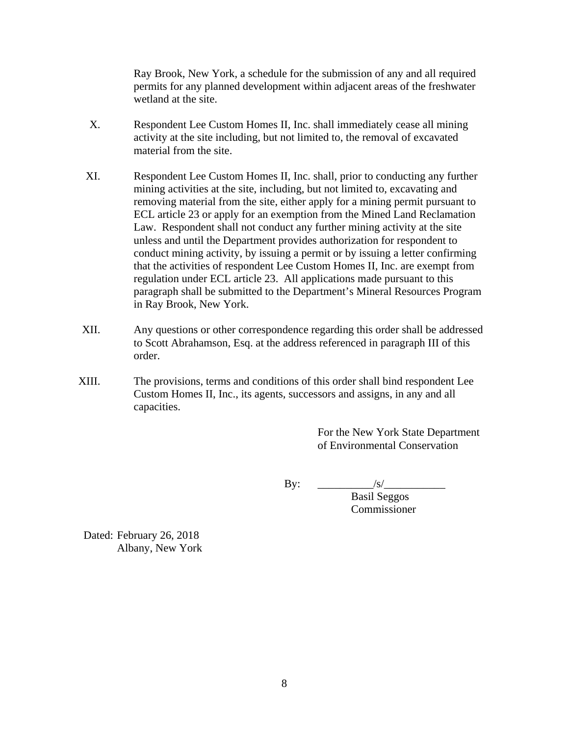Ray Brook, New York, a schedule for the submission of any and all required permits for any planned development within adjacent areas of the freshwater wetland at the site.

X. Respondent Lee Custom Homes II, Inc. shall immediately cease all mining activity at the site including, but not limited to, the removal of excavated material from the site.

XI. Respondent Lee Custom Homes II, Inc. shall, prior to conducting any further mining activities at the site, including, but not limited to, excavating and removing material from the site, either apply for a mining permit pursuant to ECL article 23 or apply for an exemption from the Mined Land Reclamation Law. Respondent shall not conduct any further mining activity at the site unless and until the Department provides authorization for respondent to conduct mining activity, by issuing a permit or by issuing a letter confirming that the activities of respondent Lee Custom Homes II, Inc. are exempt from regulation under ECL article 23. All applications made pursuant to this paragraph shall be submitted to the Department's Mineral Resources Program in Ray Brook, New York.

XII. Any questions or other correspondence regarding this order shall be addressed to Scott Abrahamson, Esq. at the address referenced in paragraph III of this order.

XIII. The provisions, terms and conditions of this order shall bind respondent Lee Custom Homes II, Inc., its agents, successors and assigns, in any and all capacities.

For the New York State Department of Environmental Conservation

By: __________/s/___________
Basil Seggos
Commissioner

Dated: February 26, 2018
Albany, New York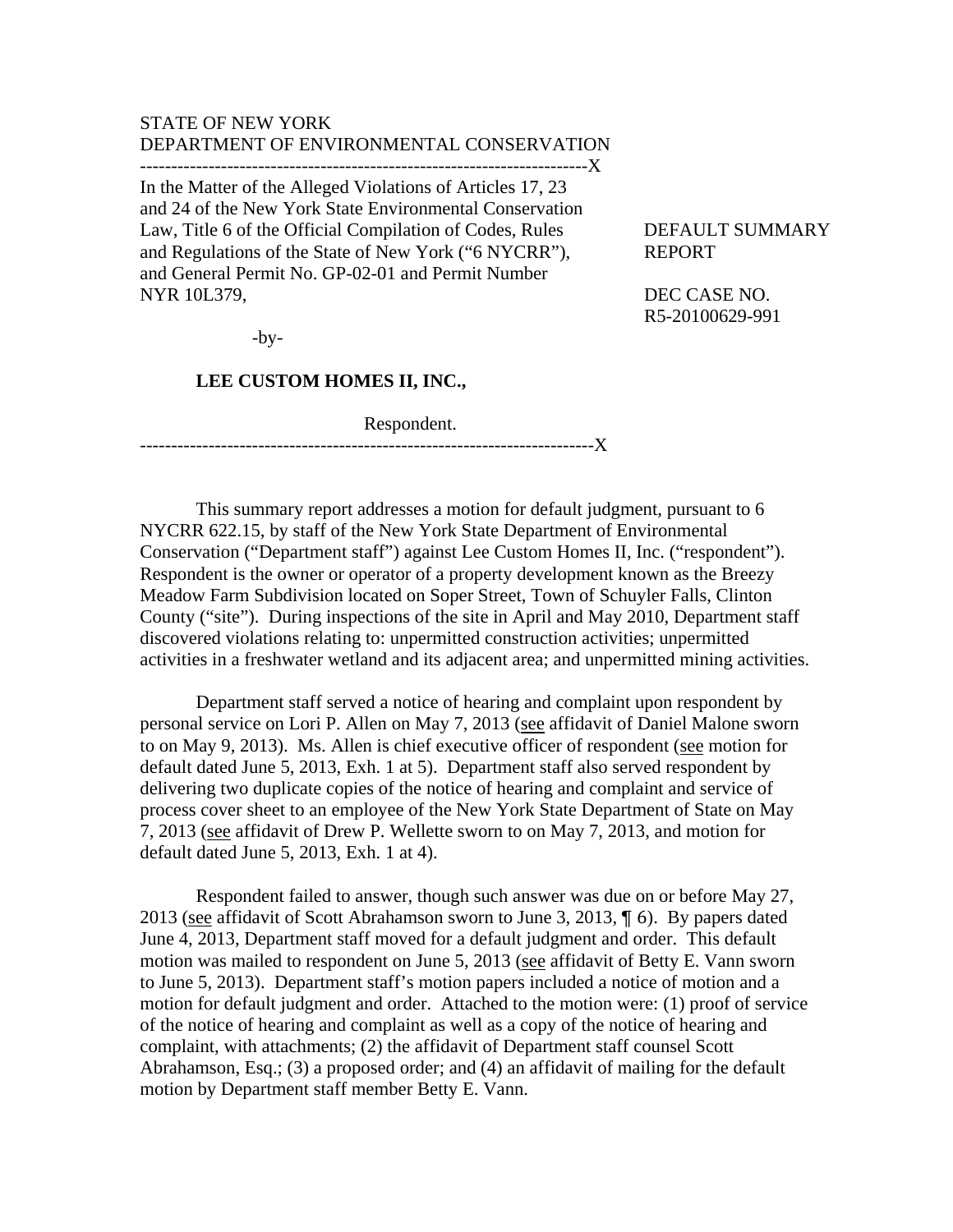STATE OF NEW YORK
DEPARTMENT OF ENVIRONMENTAL CONSERVATION

---

In the Matter of the Alleged Violations of Articles 17, 23 and 24 of the New York State Environmental Conservation Law, Title 6 of the Official Compilation of Codes, Rules and Regulations of the State of New York ("6 NYCRR"), and General Permit No. GP-02-01 and Permit Number NYR 10L379,

-by-

**LEE CUSTOM HOMES II, INC.,**

Respondent.

---

DEFAULT SUMMARY REPORT

DEC CASE NO. R5-20100629-991

This summary report addresses a motion for default judgment, pursuant to 6 NYCRR 622.15, by staff of the New York State Department of Environmental Conservation ("Department staff") against Lee Custom Homes II, Inc. ("respondent"). Respondent is the owner or operator of a property development known as the Breezy Meadow Farm Subdivision located on Soper Street, Town of Schuyler Falls, Clinton County ("site"). During inspections of the site in April and May 2010, Department staff discovered violations relating to: unpermitted construction activities; unpermitted activities in a freshwater wetland and its adjacent area; and unpermitted mining activities.

Department staff served a notice of hearing and complaint upon respondent by personal service on Lori P. Allen on May 7, 2013 (see affidavit of Daniel Malone sworn to on May 9, 2013). Ms. Allen is chief executive officer of respondent (see motion for default dated June 5, 2013, Exh. 1 at 5). Department staff also served respondent by delivering two duplicate copies of the notice of hearing and complaint and service of process cover sheet to an employee of the New York State Department of State on May 7, 2013 (see affidavit of Drew P. Wellette sworn to on May 7, 2013, and motion for default dated June 5, 2013, Exh. 1 at 4).

Respondent failed to answer, though such answer was due on or before May 27, 2013 (see affidavit of Scott Abrahamson sworn to June 3, 2013, ¶ 6). By papers dated June 4, 2013, Department staff moved for a default judgment and order. This default motion was mailed to respondent on June 5, 2013 (see affidavit of Betty E. Vann sworn to June 5, 2013). Department staff's motion papers included a notice of motion and a motion for default judgment and order. Attached to the motion were: (1) proof of service of the notice of hearing and complaint as well as a copy of the notice of hearing and complaint, with attachments; (2) the affidavit of Department staff counsel Scott Abrahamson, Esq.; (3) a proposed order; and (4) an affidavit of mailing for the default motion by Department staff member Betty E. Vann.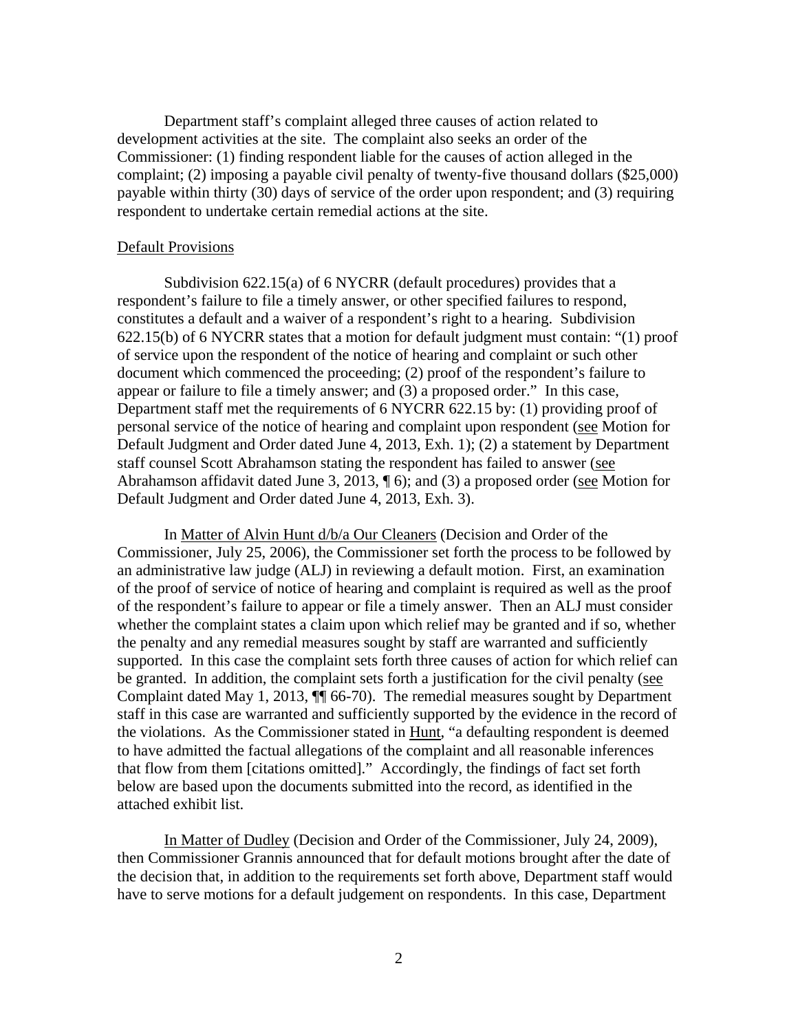Department staff's complaint alleged three causes of action related to development activities at the site. The complaint also seeks an order of the Commissioner: (1) finding respondent liable for the causes of action alleged in the complaint; (2) imposing a payable civil penalty of twenty-five thousand dollars ($25,000) payable within thirty (30) days of service of the order upon respondent; and (3) requiring respondent to undertake certain remedial actions at the site.

## Default Provisions

Subdivision 622.15(a) of 6 NYCRR (default procedures) provides that a respondent's failure to file a timely answer, or other specified failures to respond, constitutes a default and a waiver of a respondent's right to a hearing. Subdivision 622.15(b) of 6 NYCRR states that a motion for default judgment must contain: "(1) proof of service upon the respondent of the notice of hearing and complaint or such other document which commenced the proceeding; (2) proof of the respondent's failure to appear or failure to file a timely answer; and (3) a proposed order." In this case, Department staff met the requirements of 6 NYCRR 622.15 by: (1) providing proof of personal service of the notice of hearing and complaint upon respondent (see Motion for Default Judgment and Order dated June 4, 2013, Exh. 1); (2) a statement by Department staff counsel Scott Abrahamson stating the respondent has failed to answer (see Abrahamson affidavit dated June 3, 2013, ¶ 6); and (3) a proposed order (see Motion for Default Judgment and Order dated June 4, 2013, Exh. 3).

In Matter of Alvin Hunt d/b/a Our Cleaners (Decision and Order of the Commissioner, July 25, 2006), the Commissioner set forth the process to be followed by an administrative law judge (ALJ) in reviewing a default motion. First, an examination of the proof of service of notice of hearing and complaint is required as well as the proof of the respondent's failure to appear or file a timely answer. Then an ALJ must consider whether the complaint states a claim upon which relief may be granted and if so, whether the penalty and any remedial measures sought by staff are warranted and sufficiently supported. In this case the complaint sets forth three causes of action for which relief can be granted. In addition, the complaint sets forth a justification for the civil penalty (see Complaint dated May 1, 2013, ¶¶ 66-70). The remedial measures sought by Department staff in this case are warranted and sufficiently supported by the evidence in the record of the violations. As the Commissioner stated in Hunt, "a defaulting respondent is deemed to have admitted the factual allegations of the complaint and all reasonable inferences that flow from them [citations omitted]." Accordingly, the findings of fact set forth below are based upon the documents submitted into the record, as identified in the attached exhibit list.

In Matter of Dudley (Decision and Order of the Commissioner, July 24, 2009), then Commissioner Grannis announced that for default motions brought after the date of the decision that, in addition to the requirements set forth above, Department staff would have to serve motions for a default judgement on respondents. In this case, Department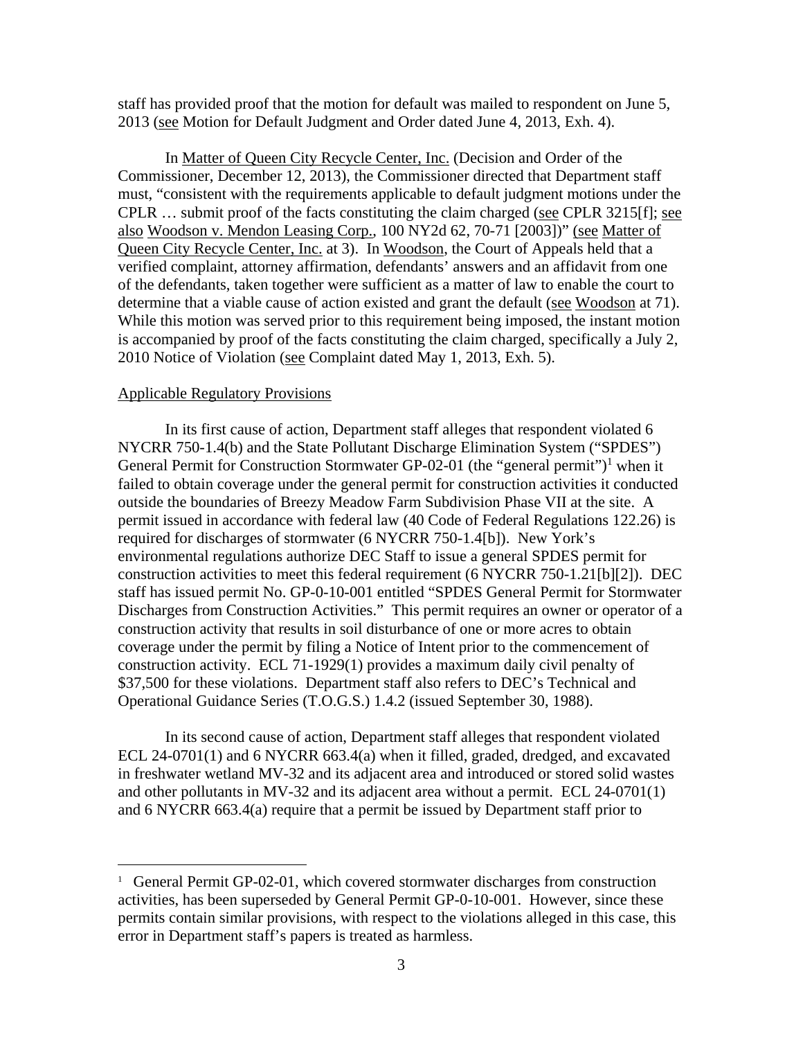staff has provided proof that the motion for default was mailed to respondent on June 5, 2013 (see Motion for Default Judgment and Order dated June 4, 2013, Exh. 4).

In Matter of Queen City Recycle Center, Inc. (Decision and Order of the Commissioner, December 12, 2013), the Commissioner directed that Department staff must, "consistent with the requirements applicable to default judgment motions under the CPLR … submit proof of the facts constituting the claim charged (see CPLR 3215[f]; see also Woodson v. Mendon Leasing Corp., 100 NY2d 62, 70-71 [2003])" (see Matter of Queen City Recycle Center, Inc. at 3). In Woodson, the Court of Appeals held that a verified complaint, attorney affirmation, defendants' answers and an affidavit from one of the defendants, taken together were sufficient as a matter of law to enable the court to determine that a viable cause of action existed and grant the default (see Woodson at 71). While this motion was served prior to this requirement being imposed, the instant motion is accompanied by proof of the facts constituting the claim charged, specifically a July 2, 2010 Notice of Violation (see Complaint dated May 1, 2013, Exh. 5).

Applicable Regulatory Provisions

In its first cause of action, Department staff alleges that respondent violated 6 NYCRR 750-1.4(b) and the State Pollutant Discharge Elimination System ("SPDES") General Permit for Construction Stormwater GP-02-01 (the "general permit")[1] when it failed to obtain coverage under the general permit for construction activities it conducted outside the boundaries of Breezy Meadow Farm Subdivision Phase VII at the site. A permit issued in accordance with federal law (40 Code of Federal Regulations 122.26) is required for discharges of stormwater (6 NYCRR 750-1.4[b]). New York's environmental regulations authorize DEC Staff to issue a general SPDES permit for construction activities to meet this federal requirement (6 NYCRR 750-1.21[b][2]). DEC staff has issued permit No. GP-0-10-001 entitled "SPDES General Permit for Stormwater Discharges from Construction Activities." This permit requires an owner or operator of a construction activity that results in soil disturbance of one or more acres to obtain coverage under the permit by filing a Notice of Intent prior to the commencement of construction activity. ECL 71-1929(1) provides a maximum daily civil penalty of $37,500 for these violations. Department staff also refers to DEC's Technical and Operational Guidance Series (T.O.G.S.) 1.4.2 (issued September 30, 1988).

In its second cause of action, Department staff alleges that respondent violated ECL 24-0701(1) and 6 NYCRR 663.4(a) when it filled, graded, dredged, and excavated in freshwater wetland MV-32 and its adjacent area and introduced or stored solid wastes and other pollutants in MV-32 and its adjacent area without a permit. ECL 24-0701(1) and 6 NYCRR 663.4(a) require that a permit be issued by Department staff prior to

[1] General Permit GP-02-01, which covered stormwater discharges from construction activities, has been superseded by General Permit GP-0-10-001. However, since these permits contain similar provisions, with respect to the violations alleged in this case, this error in Department staff's papers is treated as harmless.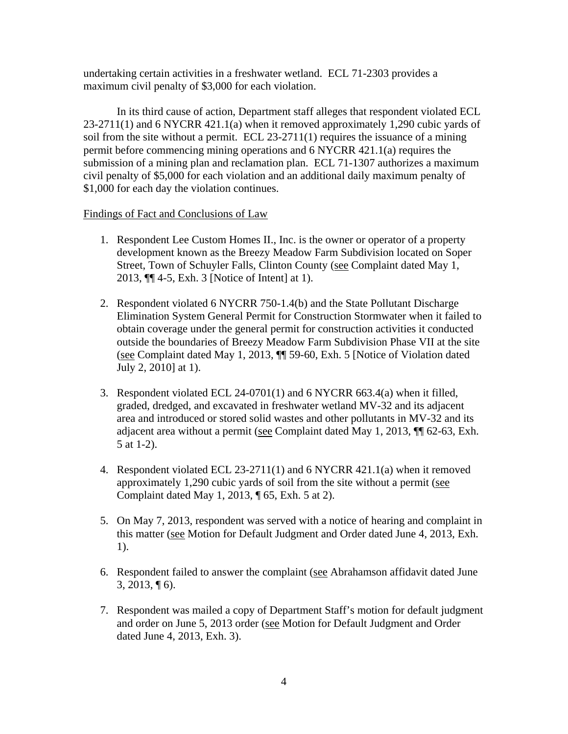undertaking certain activities in a freshwater wetland. ECL 71-2303 provides a maximum civil penalty of $3,000 for each violation.

In its third cause of action, Department staff alleges that respondent violated ECL 23-2711(1) and 6 NYCRR 421.1(a) when it removed approximately 1,290 cubic yards of soil from the site without a permit. ECL 23-2711(1) requires the issuance of a mining permit before commencing mining operations and 6 NYCRR 421.1(a) requires the submission of a mining plan and reclamation plan. ECL 71-1307 authorizes a maximum civil penalty of $5,000 for each violation and an additional daily maximum penalty of $1,000 for each day the violation continues.

Findings of Fact and Conclusions of Law

1. Respondent Lee Custom Homes II., Inc. is the owner or operator of a property development known as the Breezy Meadow Farm Subdivision located on Soper Street, Town of Schuyler Falls, Clinton County (see Complaint dated May 1, 2013, ¶¶ 4-5, Exh. 3 [Notice of Intent] at 1).

2. Respondent violated 6 NYCRR 750-1.4(b) and the State Pollutant Discharge Elimination System General Permit for Construction Stormwater when it failed to obtain coverage under the general permit for construction activities it conducted outside the boundaries of Breezy Meadow Farm Subdivision Phase VII at the site (see Complaint dated May 1, 2013, ¶¶ 59-60, Exh. 5 [Notice of Violation dated July 2, 2010] at 1).

3. Respondent violated ECL 24-0701(1) and 6 NYCRR 663.4(a) when it filled, graded, dredged, and excavated in freshwater wetland MV-32 and its adjacent area and introduced or stored solid wastes and other pollutants in MV-32 and its adjacent area without a permit (see Complaint dated May 1, 2013, ¶¶ 62-63, Exh. 5 at 1-2).

4. Respondent violated ECL 23-2711(1) and 6 NYCRR 421.1(a) when it removed approximately 1,290 cubic yards of soil from the site without a permit (see Complaint dated May 1, 2013, ¶ 65, Exh. 5 at 2).

5. On May 7, 2013, respondent was served with a notice of hearing and complaint in this matter (see Motion for Default Judgment and Order dated June 4, 2013, Exh. 1).

6. Respondent failed to answer the complaint (see Abrahamson affidavit dated June 3, 2013, ¶ 6).

7. Respondent was mailed a copy of Department Staff's motion for default judgment and order on June 5, 2013 order (see Motion for Default Judgment and Order dated June 4, 2013, Exh. 3).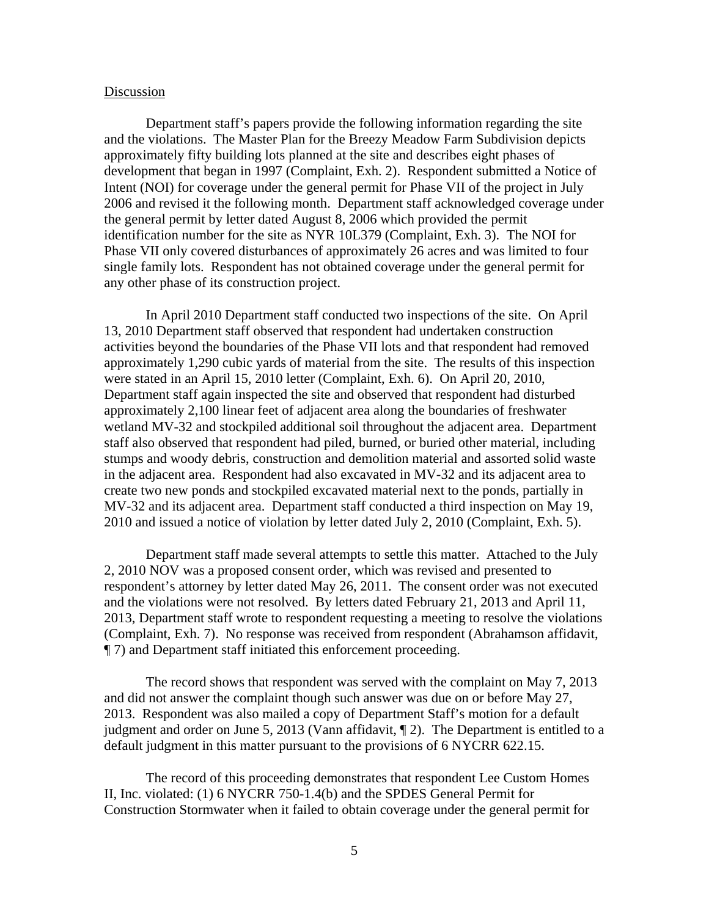Discussion

Department staff's papers provide the following information regarding the site and the violations. The Master Plan for the Breezy Meadow Farm Subdivision depicts approximately fifty building lots planned at the site and describes eight phases of development that began in 1997 (Complaint, Exh. 2). Respondent submitted a Notice of Intent (NOI) for coverage under the general permit for Phase VII of the project in July 2006 and revised it the following month. Department staff acknowledged coverage under the general permit by letter dated August 8, 2006 which provided the permit identification number for the site as NYR 10L379 (Complaint, Exh. 3). The NOI for Phase VII only covered disturbances of approximately 26 acres and was limited to four single family lots. Respondent has not obtained coverage under the general permit for any other phase of its construction project.

In April 2010 Department staff conducted two inspections of the site. On April 13, 2010 Department staff observed that respondent had undertaken construction activities beyond the boundaries of the Phase VII lots and that respondent had removed approximately 1,290 cubic yards of material from the site. The results of this inspection were stated in an April 15, 2010 letter (Complaint, Exh. 6). On April 20, 2010, Department staff again inspected the site and observed that respondent had disturbed approximately 2,100 linear feet of adjacent area along the boundaries of freshwater wetland MV-32 and stockpiled additional soil throughout the adjacent area. Department staff also observed that respondent had piled, burned, or buried other material, including stumps and woody debris, construction and demolition material and assorted solid waste in the adjacent area. Respondent had also excavated in MV-32 and its adjacent area to create two new ponds and stockpiled excavated material next to the ponds, partially in MV-32 and its adjacent area. Department staff conducted a third inspection on May 19, 2010 and issued a notice of violation by letter dated July 2, 2010 (Complaint, Exh. 5).

Department staff made several attempts to settle this matter. Attached to the July 2, 2010 NOV was a proposed consent order, which was revised and presented to respondent's attorney by letter dated May 26, 2011. The consent order was not executed and the violations were not resolved. By letters dated February 21, 2013 and April 11, 2013, Department staff wrote to respondent requesting a meeting to resolve the violations (Complaint, Exh. 7). No response was received from respondent (Abrahamson affidavit, ¶ 7) and Department staff initiated this enforcement proceeding.

The record shows that respondent was served with the complaint on May 7, 2013 and did not answer the complaint though such answer was due on or before May 27, 2013. Respondent was also mailed a copy of Department Staff's motion for a default judgment and order on June 5, 2013 (Vann affidavit, ¶ 2). The Department is entitled to a default judgment in this matter pursuant to the provisions of 6 NYCRR 622.15.

The record of this proceeding demonstrates that respondent Lee Custom Homes II, Inc. violated: (1) 6 NYCRR 750-1.4(b) and the SPDES General Permit for Construction Stormwater when it failed to obtain coverage under the general permit for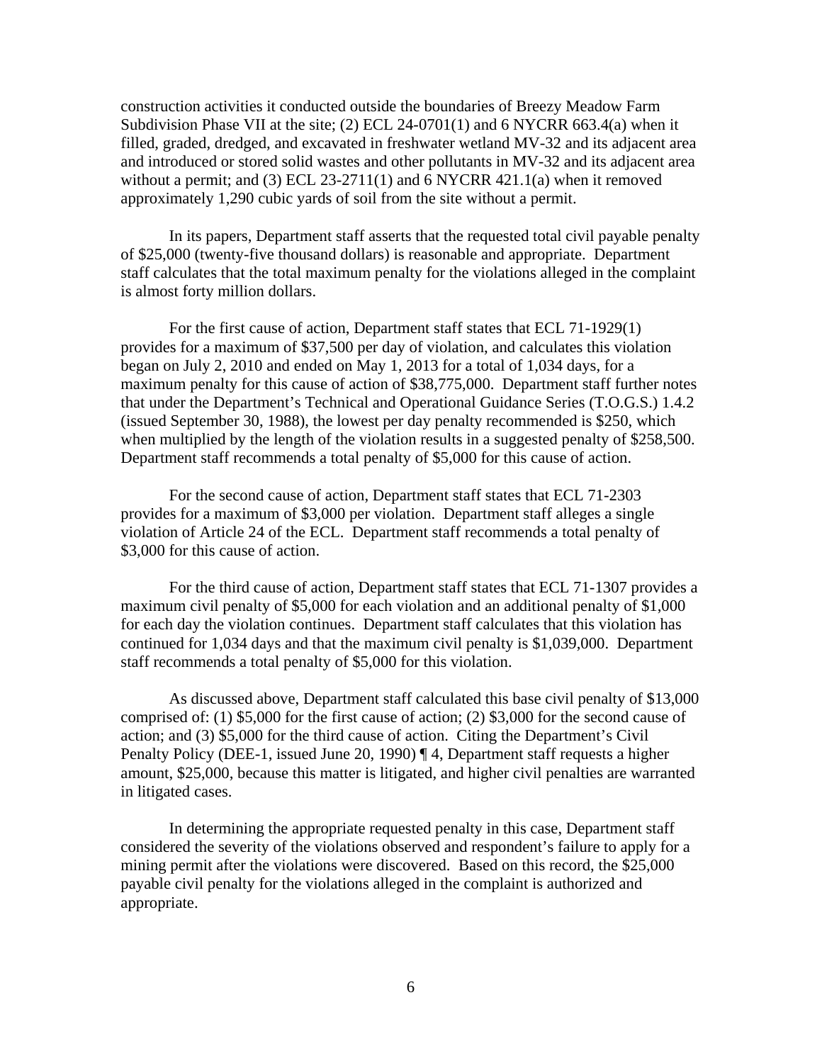construction activities it conducted outside the boundaries of Breezy Meadow Farm Subdivision Phase VII at the site; (2) ECL 24-0701(1) and 6 NYCRR 663.4(a) when it filled, graded, dredged, and excavated in freshwater wetland MV-32 and its adjacent area and introduced or stored solid wastes and other pollutants in MV-32 and its adjacent area without a permit; and (3) ECL 23-2711(1) and 6 NYCRR 421.1(a) when it removed approximately 1,290 cubic yards of soil from the site without a permit.

In its papers, Department staff asserts that the requested total civil payable penalty of $25,000 (twenty-five thousand dollars) is reasonable and appropriate. Department staff calculates that the total maximum penalty for the violations alleged in the complaint is almost forty million dollars.

For the first cause of action, Department staff states that ECL 71-1929(1) provides for a maximum of $37,500 per day of violation, and calculates this violation began on July 2, 2010 and ended on May 1, 2013 for a total of 1,034 days, for a maximum penalty for this cause of action of $38,775,000. Department staff further notes that under the Department's Technical and Operational Guidance Series (T.O.G.S.) 1.4.2 (issued September 30, 1988), the lowest per day penalty recommended is $250, which when multiplied by the length of the violation results in a suggested penalty of $258,500. Department staff recommends a total penalty of $5,000 for this cause of action.

For the second cause of action, Department staff states that ECL 71-2303 provides for a maximum of $3,000 per violation. Department staff alleges a single violation of Article 24 of the ECL. Department staff recommends a total penalty of $3,000 for this cause of action.

For the third cause of action, Department staff states that ECL 71-1307 provides a maximum civil penalty of $5,000 for each violation and an additional penalty of $1,000 for each day the violation continues. Department staff calculates that this violation has continued for 1,034 days and that the maximum civil penalty is $1,039,000. Department staff recommends a total penalty of $5,000 for this violation.

As discussed above, Department staff calculated this base civil penalty of $13,000 comprised of: (1) $5,000 for the first cause of action; (2) $3,000 for the second cause of action; and (3) $5,000 for the third cause of action. Citing the Department's Civil Penalty Policy (DEE-1, issued June 20, 1990) ¶ 4, Department staff requests a higher amount, $25,000, because this matter is litigated, and higher civil penalties are warranted in litigated cases.

In determining the appropriate requested penalty in this case, Department staff considered the severity of the violations observed and respondent's failure to apply for a mining permit after the violations were discovered. Based on this record, the $25,000 payable civil penalty for the violations alleged in the complaint is authorized and appropriate.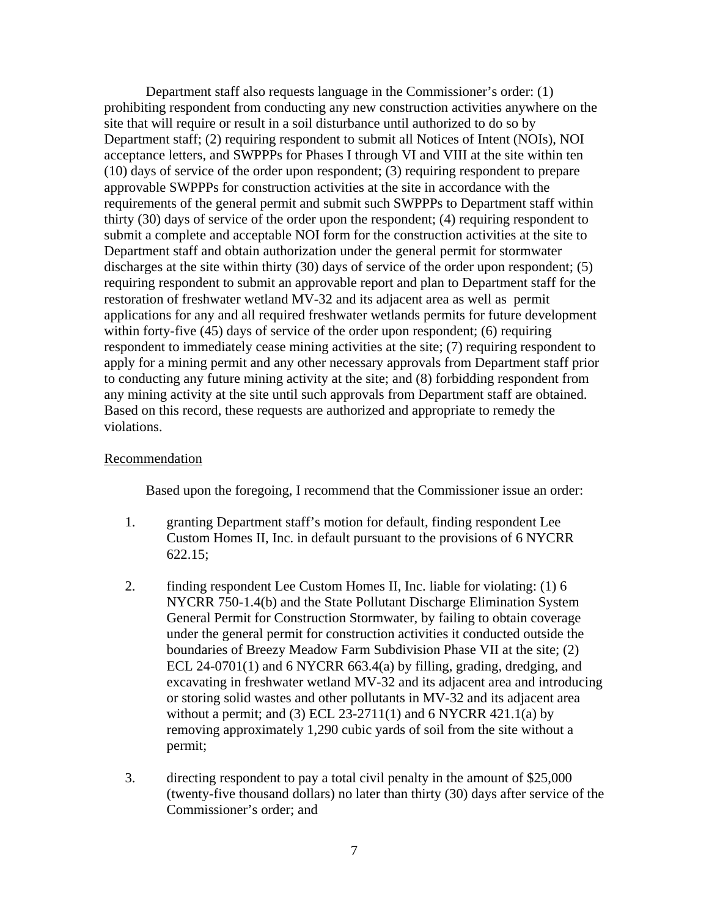Department staff also requests language in the Commissioner's order: (1) prohibiting respondent from conducting any new construction activities anywhere on the site that will require or result in a soil disturbance until authorized to do so by Department staff; (2) requiring respondent to submit all Notices of Intent (NOIs), NOI acceptance letters, and SWPPPs for Phases I through VI and VIII at the site within ten (10) days of service of the order upon respondent; (3) requiring respondent to prepare approvable SWPPPs for construction activities at the site in accordance with the requirements of the general permit and submit such SWPPPs to Department staff within thirty (30) days of service of the order upon the respondent; (4) requiring respondent to submit a complete and acceptable NOI form for the construction activities at the site to Department staff and obtain authorization under the general permit for stormwater discharges at the site within thirty (30) days of service of the order upon respondent; (5) requiring respondent to submit an approvable report and plan to Department staff for the restoration of freshwater wetland MV-32 and its adjacent area as well as permit applications for any and all required freshwater wetlands permits for future development within forty-five (45) days of service of the order upon respondent; (6) requiring respondent to immediately cease mining activities at the site; (7) requiring respondent to apply for a mining permit and any other necessary approvals from Department staff prior to conducting any future mining activity at the site; and (8) forbidding respondent from any mining activity at the site until such approvals from Department staff are obtained. Based on this record, these requests are authorized and appropriate to remedy the violations.

## Recommendation

Based upon the foregoing, I recommend that the Commissioner issue an order:

1. granting Department staff's motion for default, finding respondent Lee Custom Homes II, Inc. in default pursuant to the provisions of 6 NYCRR 622.15;

2. finding respondent Lee Custom Homes II, Inc. liable for violating: (1) 6 NYCRR 750-1.4(b) and the State Pollutant Discharge Elimination System General Permit for Construction Stormwater, by failing to obtain coverage under the general permit for construction activities it conducted outside the boundaries of Breezy Meadow Farm Subdivision Phase VII at the site; (2) ECL 24-0701(1) and 6 NYCRR 663.4(a) by filling, grading, dredging, and excavating in freshwater wetland MV-32 and its adjacent area and introducing or storing solid wastes and other pollutants in MV-32 and its adjacent area without a permit; and (3) ECL 23-2711(1) and 6 NYCRR 421.1(a) by removing approximately 1,290 cubic yards of soil from the site without a permit;

3. directing respondent to pay a total civil penalty in the amount of $25,000 (twenty-five thousand dollars) no later than thirty (30) days after service of the Commissioner's order; and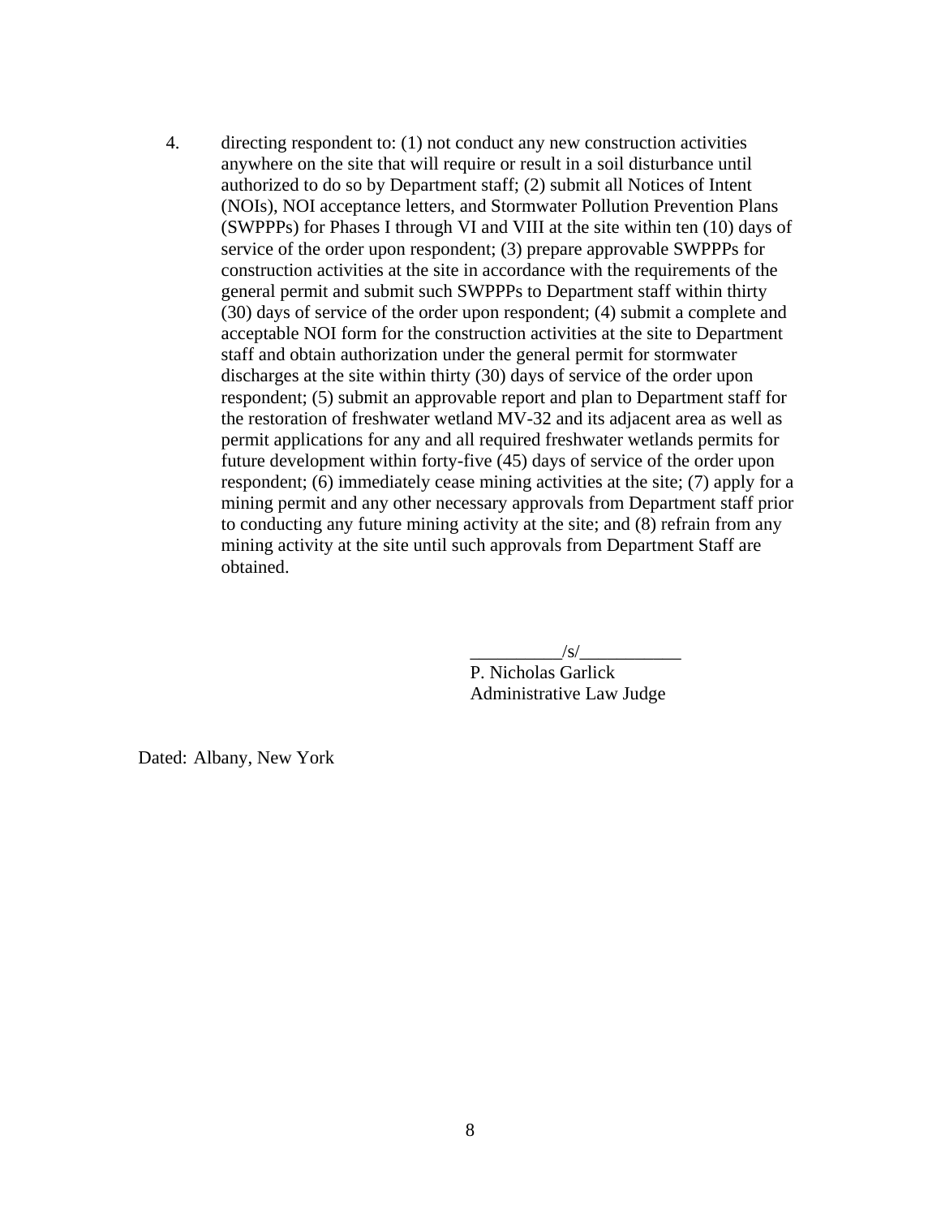4. directing respondent to: (1) not conduct any new construction activities anywhere on the site that will require or result in a soil disturbance until authorized to do so by Department staff; (2) submit all Notices of Intent (NOIs), NOI acceptance letters, and Stormwater Pollution Prevention Plans (SWPPPs) for Phases I through VI and VIII at the site within ten (10) days of service of the order upon respondent; (3) prepare approvable SWPPPs for construction activities at the site in accordance with the requirements of the general permit and submit such SWPPPs to Department staff within thirty (30) days of service of the order upon respondent; (4) submit a complete and acceptable NOI form for the construction activities at the site to Department staff and obtain authorization under the general permit for stormwater discharges at the site within thirty (30) days of service of the order upon respondent; (5) submit an approvable report and plan to Department staff for the restoration of freshwater wetland MV-32 and its adjacent area as well as permit applications for any and all required freshwater wetlands permits for future development within forty-five (45) days of service of the order upon respondent; (6) immediately cease mining activities at the site; (7) apply for a mining permit and any other necessary approvals from Department staff prior to conducting any future mining activity at the site; and (8) refrain from any mining activity at the site until such approvals from Department Staff are obtained.

__________/s/___________
P. Nicholas Garlick
Administrative Law Judge

Dated: Albany, New York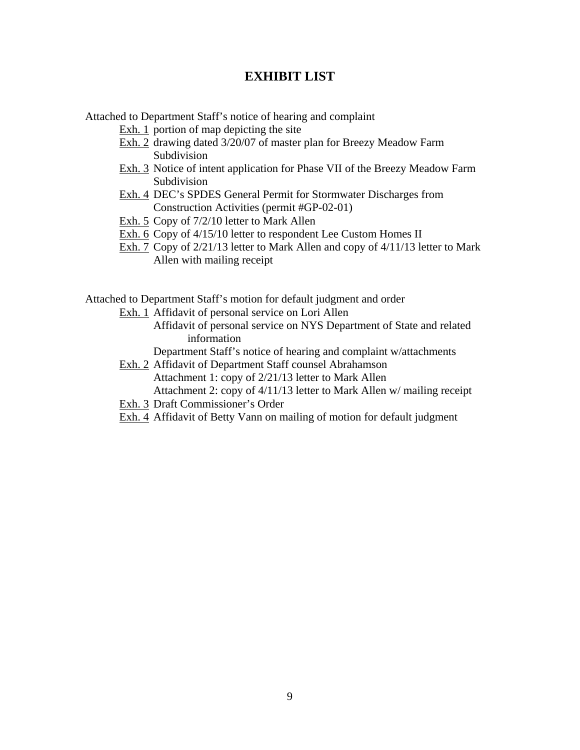# EXHIBIT LIST

Attached to Department Staff's notice of hearing and complaint

- Exh. 1 portion of map depicting the site
- Exh. 2 drawing dated 3/20/07 of master plan for Breezy Meadow Farm Subdivision
- Exh. 3 Notice of intent application for Phase VII of the Breezy Meadow Farm Subdivision
- Exh. 4 DEC's SPDES General Permit for Stormwater Discharges from Construction Activities (permit #GP-02-01)
- Exh. 5 Copy of 7/2/10 letter to Mark Allen
- Exh. 6 Copy of 4/15/10 letter to respondent Lee Custom Homes II
- Exh. 7 Copy of 2/21/13 letter to Mark Allen and copy of 4/11/13 letter to Mark Allen with mailing receipt

Attached to Department Staff's motion for default judgment and order

- Exh. 1 Affidavit of personal service on Lori Allen
  - Affidavit of personal service on NYS Department of State and related information
  - Department Staff's notice of hearing and complaint w/attachments
- Exh. 2 Affidavit of Department Staff counsel Abrahamson
  - Attachment 1: copy of 2/21/13 letter to Mark Allen
  - Attachment 2: copy of 4/11/13 letter to Mark Allen w/ mailing receipt
- Exh. 3 Draft Commissioner's Order
- Exh. 4 Affidavit of Betty Vann on mailing of motion for default judgment